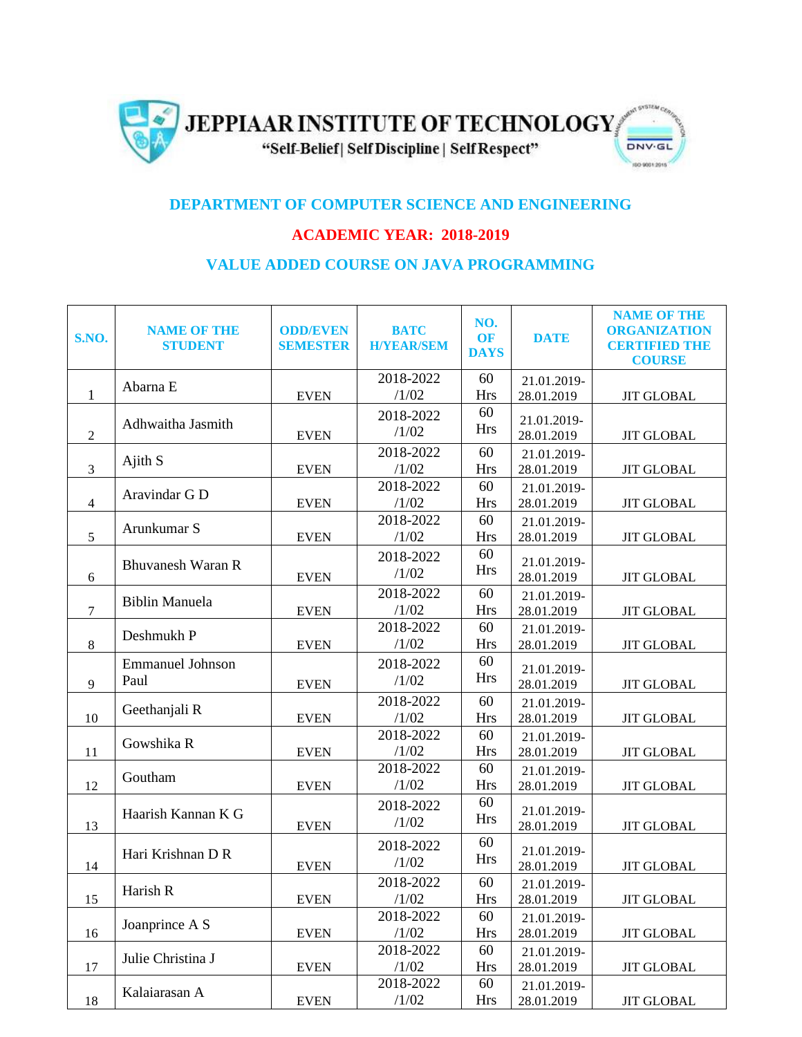# JEPPIAAR INSTITUTE OF TECHNOLOGY

"Self-Belief | Self Discipline | Self Respect"

## DEPARTMENT OF COMPUTER SCIENCE AND ENGINEERING

## ACADEMIC YEAR: 2018-2019

## VALUE ADDED COURSE ON JAVA PROGRAMMING

| S.NO. | NAME OF THE STUDENT | ODD/EVEN SEMESTER | BATCH/YEAR/SEM | NO. OF DAYS | DATE | NAME OF THE ORGANIZATION CERTIFIED THE COURSE |
|---|---|---|---|---|---|---|
| 1 | Abarna E | EVEN | 2018-2022 /1/02 | 60 Hrs | 21.01.2019-28.01.2019 | JIT GLOBAL |
| 2 | Adhwaitha Jasmith | EVEN | 2018-2022 /1/02 | 60 Hrs | 21.01.2019-28.01.2019 | JIT GLOBAL |
| 3 | Ajith S | EVEN | 2018-2022 /1/02 | 60 Hrs | 21.01.2019-28.01.2019 | JIT GLOBAL |
| 4 | Aravindar G D | EVEN | 2018-2022 /1/02 | 60 Hrs | 21.01.2019-28.01.2019 | JIT GLOBAL |
| 5 | Arunkumar S | EVEN | 2018-2022 /1/02 | 60 Hrs | 21.01.2019-28.01.2019 | JIT GLOBAL |
| 6 | Bhuvanesh Waran R | EVEN | 2018-2022 /1/02 | 60 Hrs | 21.01.2019-28.01.2019 | JIT GLOBAL |
| 7 | Biblin Manuela | EVEN | 2018-2022 /1/02 | 60 Hrs | 21.01.2019-28.01.2019 | JIT GLOBAL |
| 8 | Deshmukh P | EVEN | 2018-2022 /1/02 | 60 Hrs | 21.01.2019-28.01.2019 | JIT GLOBAL |
| 9 | Emmanuel Johnson Paul | EVEN | 2018-2022 /1/02 | 60 Hrs | 21.01.2019-28.01.2019 | JIT GLOBAL |
| 10 | Geethanjali R | EVEN | 2018-2022 /1/02 | 60 Hrs | 21.01.2019-28.01.2019 | JIT GLOBAL |
| 11 | Gowshika R | EVEN | 2018-2022 /1/02 | 60 Hrs | 21.01.2019-28.01.2019 | JIT GLOBAL |
| 12 | Goutham | EVEN | 2018-2022 /1/02 | 60 Hrs | 21.01.2019-28.01.2019 | JIT GLOBAL |
| 13 | Haarish Kannan K G | EVEN | 2018-2022 /1/02 | 60 Hrs | 21.01.2019-28.01.2019 | JIT GLOBAL |
| 14 | Hari Krishnan D R | EVEN | 2018-2022 /1/02 | 60 Hrs | 21.01.2019-28.01.2019 | JIT GLOBAL |
| 15 | Harish R | EVEN | 2018-2022 /1/02 | 60 Hrs | 21.01.2019-28.01.2019 | JIT GLOBAL |
| 16 | Joanprince A S | EVEN | 2018-2022 /1/02 | 60 Hrs | 21.01.2019-28.01.2019 | JIT GLOBAL |
| 17 | Julie Christina J | EVEN | 2018-2022 /1/02 | 60 Hrs | 21.01.2019-28.01.2019 | JIT GLOBAL |
| 18 | Kalaiarasan A | EVEN | 2018-2022 /1/02 | 60 Hrs | 21.01.2019-28.01.2019 | JIT GLOBAL |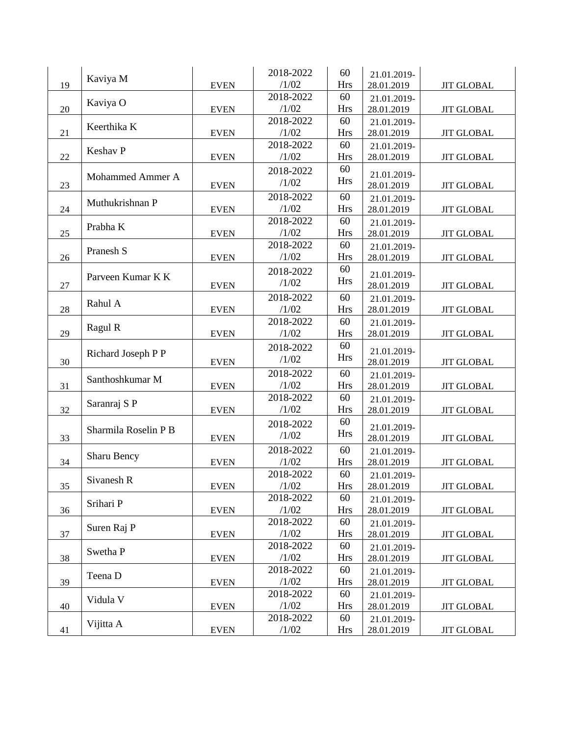| | | | | | | |
|---|---|---|---|---|---|---|
| 19 | Kaviya M | EVEN | 2018-2022 /1/02 | 60 Hrs | 21.01.2019-28.01.2019 | JIT GLOBAL |
| 20 | Kaviya O | EVEN | 2018-2022 /1/02 | 60 Hrs | 21.01.2019-28.01.2019 | JIT GLOBAL |
| 21 | Keerthika K | EVEN | 2018-2022 /1/02 | 60 Hrs | 21.01.2019-28.01.2019 | JIT GLOBAL |
| 22 | Keshav P | EVEN | 2018-2022 /1/02 | 60 Hrs | 21.01.2019-28.01.2019 | JIT GLOBAL |
| 23 | Mohammed Ammer A | EVEN | 2018-2022 /1/02 | 60 Hrs | 21.01.2019-28.01.2019 | JIT GLOBAL |
| 24 | Muthukrishnan P | EVEN | 2018-2022 /1/02 | 60 Hrs | 21.01.2019-28.01.2019 | JIT GLOBAL |
| 25 | Prabha K | EVEN | 2018-2022 /1/02 | 60 Hrs | 21.01.2019-28.01.2019 | JIT GLOBAL |
| 26 | Pranesh S | EVEN | 2018-2022 /1/02 | 60 Hrs | 21.01.2019-28.01.2019 | JIT GLOBAL |
| 27 | Parveen Kumar K K | EVEN | 2018-2022 /1/02 | 60 Hrs | 21.01.2019-28.01.2019 | JIT GLOBAL |
| 28 | Rahul A | EVEN | 2018-2022 /1/02 | 60 Hrs | 21.01.2019-28.01.2019 | JIT GLOBAL |
| 29 | Ragul R | EVEN | 2018-2022 /1/02 | 60 Hrs | 21.01.2019-28.01.2019 | JIT GLOBAL |
| 30 | Richard Joseph P P | EVEN | 2018-2022 /1/02 | 60 Hrs | 21.01.2019-28.01.2019 | JIT GLOBAL |
| 31 | Santhoshkumar M | EVEN | 2018-2022 /1/02 | 60 Hrs | 21.01.2019-28.01.2019 | JIT GLOBAL |
| 32 | Saranraj S P | EVEN | 2018-2022 /1/02 | 60 Hrs | 21.01.2019-28.01.2019 | JIT GLOBAL |
| 33 | Sharmila Roselin P B | EVEN | 2018-2022 /1/02 | 60 Hrs | 21.01.2019-28.01.2019 | JIT GLOBAL |
| 34 | Sharu Bency | EVEN | 2018-2022 /1/02 | 60 Hrs | 21.01.2019-28.01.2019 | JIT GLOBAL |
| 35 | Sivanesh R | EVEN | 2018-2022 /1/02 | 60 Hrs | 21.01.2019-28.01.2019 | JIT GLOBAL |
| 36 | Srihari P | EVEN | 2018-2022 /1/02 | 60 Hrs | 21.01.2019-28.01.2019 | JIT GLOBAL |
| 37 | Suren Raj P | EVEN | 2018-2022 /1/02 | 60 Hrs | 21.01.2019-28.01.2019 | JIT GLOBAL |
| 38 | Swetha P | EVEN | 2018-2022 /1/02 | 60 Hrs | 21.01.2019-28.01.2019 | JIT GLOBAL |
| 39 | Teena D | EVEN | 2018-2022 /1/02 | 60 Hrs | 21.01.2019-28.01.2019 | JIT GLOBAL |
| 40 | Vidula V | EVEN | 2018-2022 /1/02 | 60 Hrs | 21.01.2019-28.01.2019 | JIT GLOBAL |
| 41 | Vijitta A | EVEN | 2018-2022 /1/02 | 60 Hrs | 21.01.2019-28.01.2019 | JIT GLOBAL |